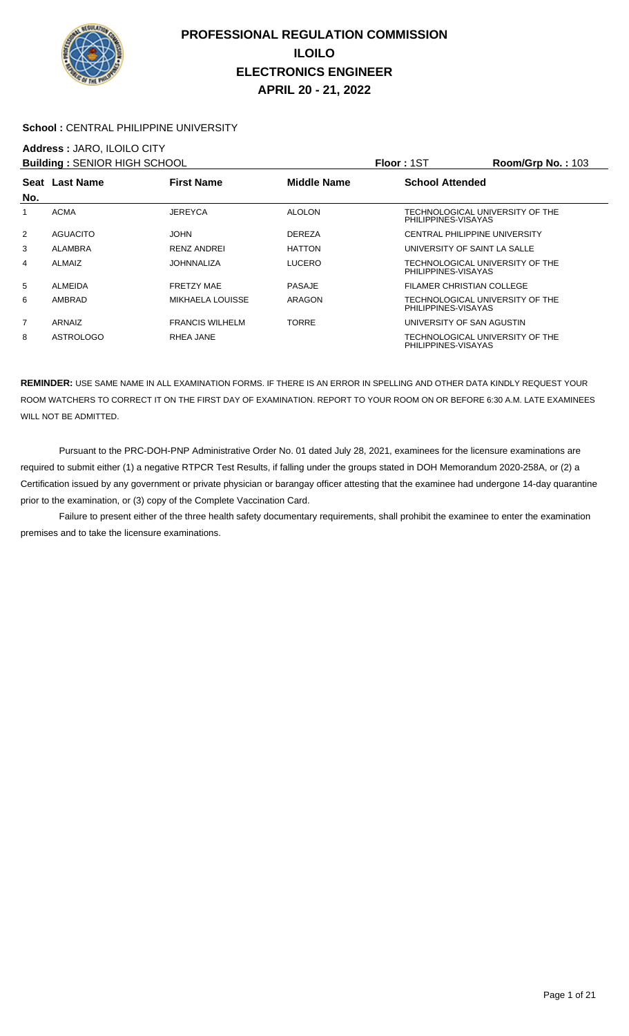# PROFESSIONAL REGULATION COMMISSION
## ILOILO
## ELECTRONICS ENGINEER
## APRIL 20 - 21, 2022

**School :** CENTRAL PHILIPPINE UNIVERSITY

**Address :** JARO, ILOILO CITY

**Building :** SENIOR HIGH SCHOOL **Floor :** 1ST **Room/Grp No. :** 103

| Seat No. | Last Name | First Name | Middle Name | School Attended |
|---|---|---|---|---|
| 1 | ACMA | JEREYCA | ALOLON | TECHNOLOGICAL UNIVERSITY OF THE PHILIPPINES-VISAYAS |
| 2 | AGUACITO | JOHN | DEREZA | CENTRAL PHILIPPINE UNIVERSITY |
| 3 | ALAMBRA | RENZ ANDREI | HATTON | UNIVERSITY OF SAINT LA SALLE |
| 4 | ALMAIZ | JOHNNALIZA | LUCERO | TECHNOLOGICAL UNIVERSITY OF THE PHILIPPINES-VISAYAS |
| 5 | ALMEIDA | FRETZY MAE | PASAJE | FILAMER CHRISTIAN COLLEGE |
| 6 | AMBRAD | MIKHAELA LOUISSE | ARAGON | TECHNOLOGICAL UNIVERSITY OF THE PHILIPPINES-VISAYAS |
| 7 | ARNAIZ | FRANCIS WILHELM | TORRE | UNIVERSITY OF SAN AGUSTIN |
| 8 | ASTROLOGO | RHEA JANE | | TECHNOLOGICAL UNIVERSITY OF THE PHILIPPINES-VISAYAS |

**REMINDER:** USE SAME NAME IN ALL EXAMINATION FORMS. IF THERE IS AN ERROR IN SPELLING AND OTHER DATA KINDLY REQUEST YOUR ROOM WATCHERS TO CORRECT IT ON THE FIRST DAY OF EXAMINATION. REPORT TO YOUR ROOM ON OR BEFORE 6:30 A.M. LATE EXAMINEES WILL NOT BE ADMITTED.

Pursuant to the PRC-DOH-PNP Administrative Order No. 01 dated July 28, 2021, examinees for the licensure examinations are required to submit either (1) a negative RTPCR Test Results, if falling under the groups stated in DOH Memorandum 2020-258A, or (2) a Certification issued by any government or private physician or barangay officer attesting that the examinee had undergone 14-day quarantine prior to the examination, or (3) copy of the Complete Vaccination Card.

Failure to present either of the three health safety documentary requirements, shall prohibit the examinee to enter the examination premises and to take the licensure examinations.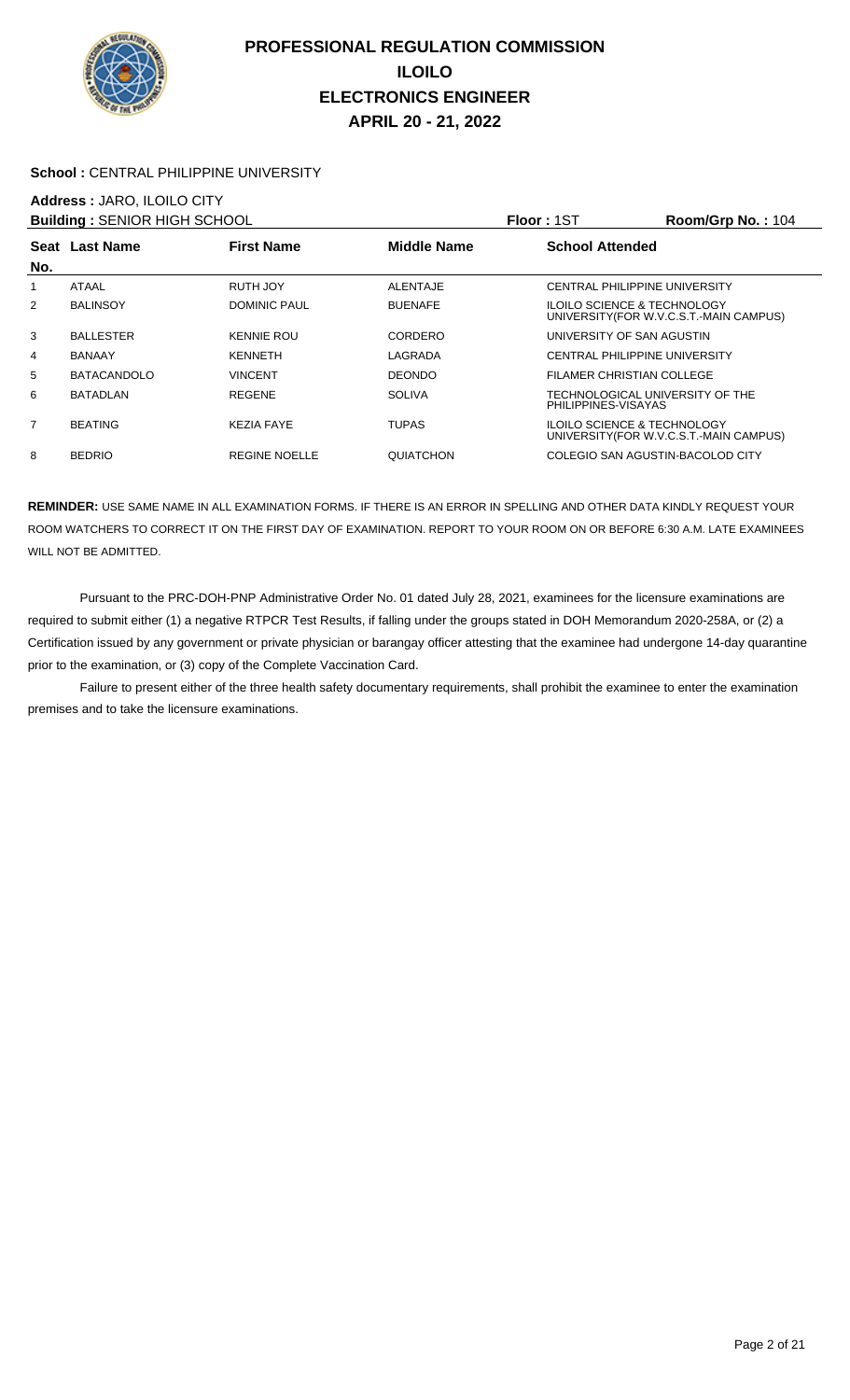# PROFESSIONAL REGULATION COMMISSION
# ILOILO
# ELECTRONICS ENGINEER
# APRIL 20 - 21, 2022

**School :** CENTRAL PHILIPPINE UNIVERSITY

**Address :** JARO, ILOILO CITY

**Building :** SENIOR HIGH SCHOOL | **Floor :** 1ST | **Room/Grp No. :** 104

| Seat No. | Last Name | First Name | Middle Name | School Attended |
|---|---|---|---|---|
| 1 | ATAAL | RUTH JOY | ALENTAJE | CENTRAL PHILIPPINE UNIVERSITY |
| 2 | BALINSOY | DOMINIC PAUL | BUENAFE | ILOILO SCIENCE & TECHNOLOGY UNIVERSITY(FOR W.V.C.S.T.-MAIN CAMPUS) |
| 3 | BALLESTER | KENNIE ROU | CORDERO | UNIVERSITY OF SAN AGUSTIN |
| 4 | BANAAY | KENNETH | LAGRADA | CENTRAL PHILIPPINE UNIVERSITY |
| 5 | BATACANDOLO | VINCENT | DEONDO | FILAMER CHRISTIAN COLLEGE |
| 6 | BATADLAN | REGENE | SOLIVA | TECHNOLOGICAL UNIVERSITY OF THE PHILIPPINES-VISAYAS |
| 7 | BEATING | KEZIA FAYE | TUPAS | ILOILO SCIENCE & TECHNOLOGY UNIVERSITY(FOR W.V.C.S.T.-MAIN CAMPUS) |
| 8 | BEDRIO | REGINE NOELLE | QUIATCHON | COLEGIO SAN AGUSTIN-BACOLOD CITY |

**REMINDER:** USE SAME NAME IN ALL EXAMINATION FORMS. IF THERE IS AN ERROR IN SPELLING AND OTHER DATA KINDLY REQUEST YOUR ROOM WATCHERS TO CORRECT IT ON THE FIRST DAY OF EXAMINATION. REPORT TO YOUR ROOM ON OR BEFORE 6:30 A.M. LATE EXAMINEES WILL NOT BE ADMITTED.

Pursuant to the PRC-DOH-PNP Administrative Order No. 01 dated July 28, 2021, examinees for the licensure examinations are required to submit either (1) a negative RTPCR Test Results, if falling under the groups stated in DOH Memorandum 2020-258A, or (2) a Certification issued by any government or private physician or barangay officer attesting that the examinee had undergone 14-day quarantine prior to the examination, or (3) copy of the Complete Vaccination Card.

Failure to present either of the three health safety documentary requirements, shall prohibit the examinee to enter the examination premises and to take the licensure examinations.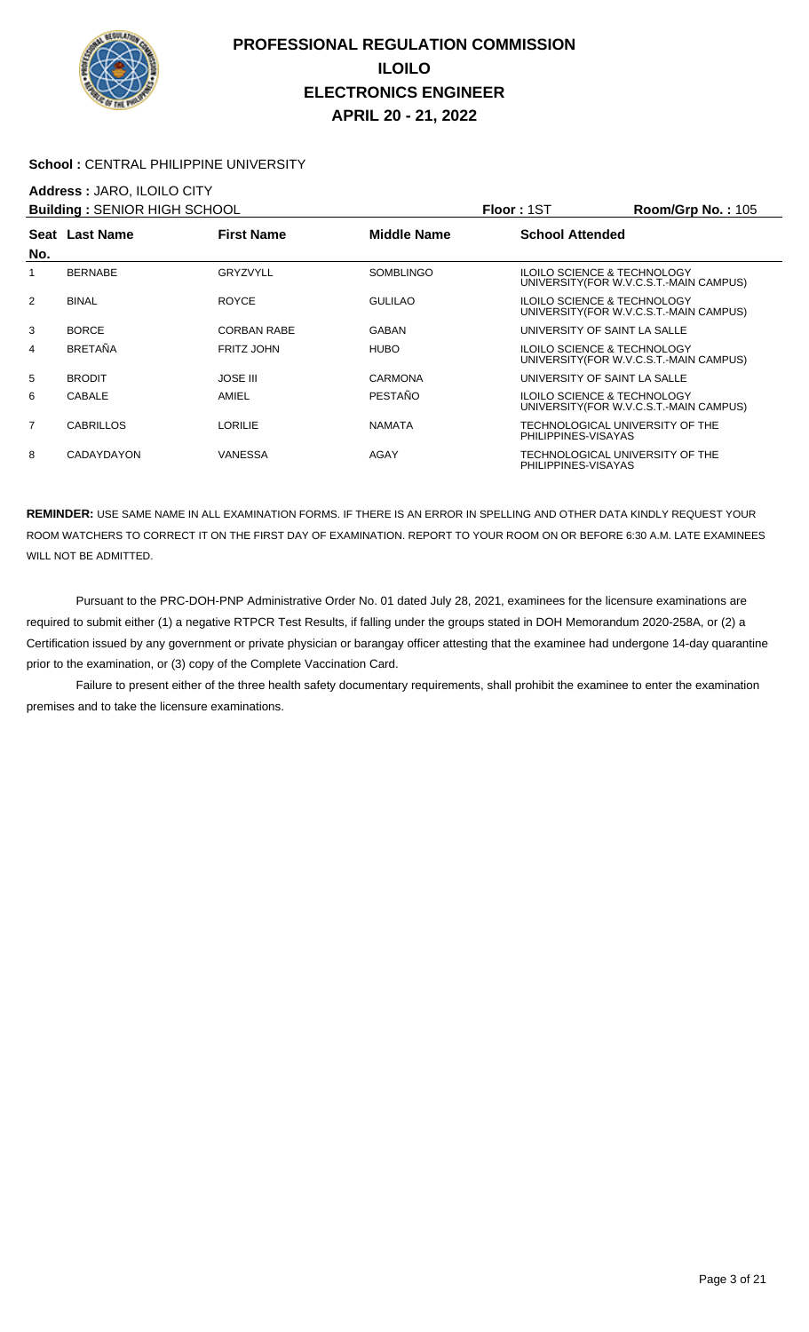# PROFESSIONAL REGULATION COMMISSION
# ILOILO
# ELECTRONICS ENGINEER
# APRIL 20 - 21, 2022

**School :** CENTRAL PHILIPPINE UNIVERSITY

**Address :** JARO, ILOILO CITY

**Building :** SENIOR HIGH SCHOOL | **Floor :** 1ST | **Room/Grp No. :** 105

| Seat No. | Last Name | First Name | Middle Name | School Attended |
|---|---|---|---|---|
| 1 | BERNABE | GRYZVYLL | SOMBLINGO | ILOILO SCIENCE & TECHNOLOGY UNIVERSITY(FOR W.V.C.S.T.-MAIN CAMPUS) |
| 2 | BINAL | ROYCE | GULILAO | ILOILO SCIENCE & TECHNOLOGY UNIVERSITY(FOR W.V.C.S.T.-MAIN CAMPUS) |
| 3 | BORCE | CORBAN RABE | GABAN | UNIVERSITY OF SAINT LA SALLE |
| 4 | BRETAÑA | FRITZ JOHN | HUBO | ILOILO SCIENCE & TECHNOLOGY UNIVERSITY(FOR W.V.C.S.T.-MAIN CAMPUS) |
| 5 | BRODIT | JOSE III | CARMONA | UNIVERSITY OF SAINT LA SALLE |
| 6 | CABALE | AMIEL | PESTAÑO | ILOILO SCIENCE & TECHNOLOGY UNIVERSITY(FOR W.V.C.S.T.-MAIN CAMPUS) |
| 7 | CABRILLOS | LORILIE | NAMATA | TECHNOLOGICAL UNIVERSITY OF THE PHILIPPINES-VISAYAS |
| 8 | CADAYDAYON | VANESSA | AGAY | TECHNOLOGICAL UNIVERSITY OF THE PHILIPPINES-VISAYAS |

**REMINDER:** USE SAME NAME IN ALL EXAMINATION FORMS. IF THERE IS AN ERROR IN SPELLING AND OTHER DATA KINDLY REQUEST YOUR ROOM WATCHERS TO CORRECT IT ON THE FIRST DAY OF EXAMINATION. REPORT TO YOUR ROOM ON OR BEFORE 6:30 A.M. LATE EXAMINEES WILL NOT BE ADMITTED.

Pursuant to the PRC-DOH-PNP Administrative Order No. 01 dated July 28, 2021, examinees for the licensure examinations are required to submit either (1) a negative RTPCR Test Results, if falling under the groups stated in DOH Memorandum 2020-258A, or (2) a Certification issued by any government or private physician or barangay officer attesting that the examinee had undergone 14-day quarantine prior to the examination, or (3) copy of the Complete Vaccination Card.

Failure to present either of the three health safety documentary requirements, shall prohibit the examinee to enter the examination premises and to take the licensure examinations.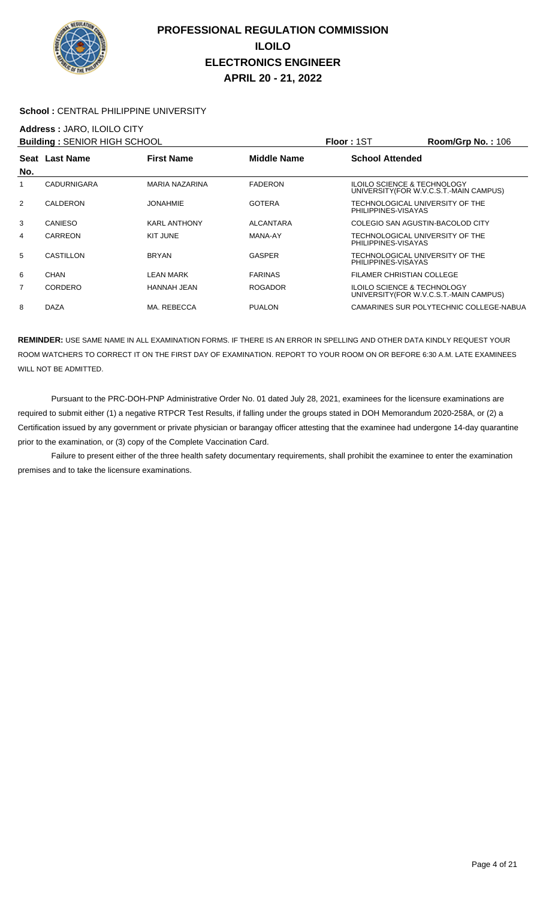# PROFESSIONAL REGULATION COMMISSION
## ILOILO
## ELECTRONICS ENGINEER
## APRIL 20 - 21, 2022

**School :** CENTRAL PHILIPPINE UNIVERSITY

**Address :** JARO, ILOILO CITY

**Building :** SENIOR HIGH SCHOOL **Floor :** 1ST **Room/Grp No. :** 106

| Seat No. | Last Name | First Name | Middle Name | School Attended |
|---|---|---|---|---|
| 1 | CADURNIGARA | MARIA NAZARINA | FADERON | ILOILO SCIENCE & TECHNOLOGY UNIVERSITY(FOR W.V.C.S.T.-MAIN CAMPUS) |
| 2 | CALDERON | JONAHMIE | GOTERA | TECHNOLOGICAL UNIVERSITY OF THE PHILIPPINES-VISAYAS |
| 3 | CANIESO | KARL ANTHONY | ALCANTARA | COLEGIO SAN AGUSTIN-BACOLOD CITY |
| 4 | CARREON | KIT JUNE | MANA-AY | TECHNOLOGICAL UNIVERSITY OF THE PHILIPPINES-VISAYAS |
| 5 | CASTILLON | BRYAN | GASPER | TECHNOLOGICAL UNIVERSITY OF THE PHILIPPINES-VISAYAS |
| 6 | CHAN | LEAN MARK | FARINAS | FILAMER CHRISTIAN COLLEGE |
| 7 | CORDERO | HANNAH JEAN | ROGADOR | ILOILO SCIENCE & TECHNOLOGY UNIVERSITY(FOR W.V.C.S.T.-MAIN CAMPUS) |
| 8 | DAZA | MA. REBECCA | PUALON | CAMARINES SUR POLYTECHNIC COLLEGE-NABUA |

**REMINDER:** USE SAME NAME IN ALL EXAMINATION FORMS. IF THERE IS AN ERROR IN SPELLING AND OTHER DATA KINDLY REQUEST YOUR ROOM WATCHERS TO CORRECT IT ON THE FIRST DAY OF EXAMINATION. REPORT TO YOUR ROOM ON OR BEFORE 6:30 A.M. LATE EXAMINEES WILL NOT BE ADMITTED.

Pursuant to the PRC-DOH-PNP Administrative Order No. 01 dated July 28, 2021, examinees for the licensure examinations are required to submit either (1) a negative RTPCR Test Results, if falling under the groups stated in DOH Memorandum 2020-258A, or (2) a Certification issued by any government or private physician or barangay officer attesting that the examinee had undergone 14-day quarantine prior to the examination, or (3) copy of the Complete Vaccination Card.

Failure to present either of the three health safety documentary requirements, shall prohibit the examinee to enter the examination premises and to take the licensure examinations.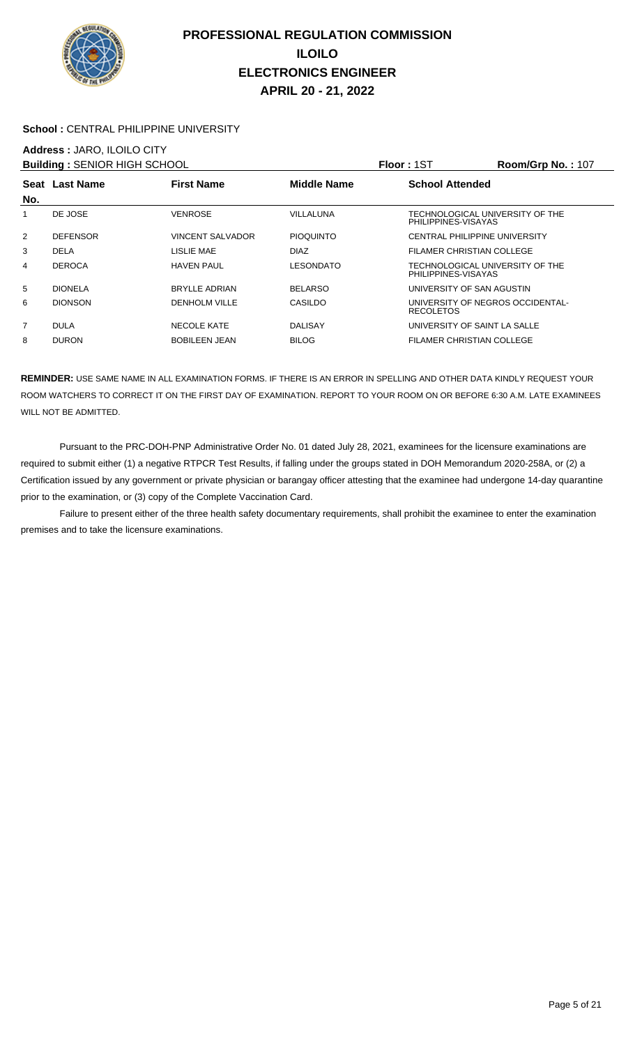# PROFESSIONAL REGULATION COMMISSION
## ILOILO
## ELECTRONICS ENGINEER
## APRIL 20 - 21, 2022

**School :** CENTRAL PHILIPPINE UNIVERSITY

**Address :** JARO, ILOILO CITY

**Building :** SENIOR HIGH SCHOOL **Floor :** 1ST **Room/Grp No. :** 107

| Seat No. | Last Name | First Name | Middle Name | School Attended |
|---|---|---|---|---|
| 1 | DE JOSE | VENROSE | VILLALUNA | TECHNOLOGICAL UNIVERSITY OF THE PHILIPPINES-VISAYAS |
| 2 | DEFENSOR | VINCENT SALVADOR | PIOQUINTO | CENTRAL PHILIPPINE UNIVERSITY |
| 3 | DELA | LISLIE MAE | DIAZ | FILAMER CHRISTIAN COLLEGE |
| 4 | DEROCA | HAVEN PAUL | LESONDATO | TECHNOLOGICAL UNIVERSITY OF THE PHILIPPINES-VISAYAS |
| 5 | DIONELA | BRYLLE ADRIAN | BELARSO | UNIVERSITY OF SAN AGUSTIN |
| 6 | DIONSON | DENHOLM VILLE | CASILDO | UNIVERSITY OF NEGROS OCCIDENTAL-RECOLETOS |
| 7 | DULA | NECOLE KATE | DALISAY | UNIVERSITY OF SAINT LA SALLE |
| 8 | DURON | BOBILEEN JEAN | BILOG | FILAMER CHRISTIAN COLLEGE |

**REMINDER:** USE SAME NAME IN ALL EXAMINATION FORMS. IF THERE IS AN ERROR IN SPELLING AND OTHER DATA KINDLY REQUEST YOUR ROOM WATCHERS TO CORRECT IT ON THE FIRST DAY OF EXAMINATION. REPORT TO YOUR ROOM ON OR BEFORE 6:30 A.M. LATE EXAMINEES WILL NOT BE ADMITTED.

Pursuant to the PRC-DOH-PNP Administrative Order No. 01 dated July 28, 2021, examinees for the licensure examinations are required to submit either (1) a negative RTPCR Test Results, if falling under the groups stated in DOH Memorandum 2020-258A, or (2) a Certification issued by any government or private physician or barangay officer attesting that the examinee had undergone 14-day quarantine prior to the examination, or (3) copy of the Complete Vaccination Card.

Failure to present either of the three health safety documentary requirements, shall prohibit the examinee to enter the examination premises and to take the licensure examinations.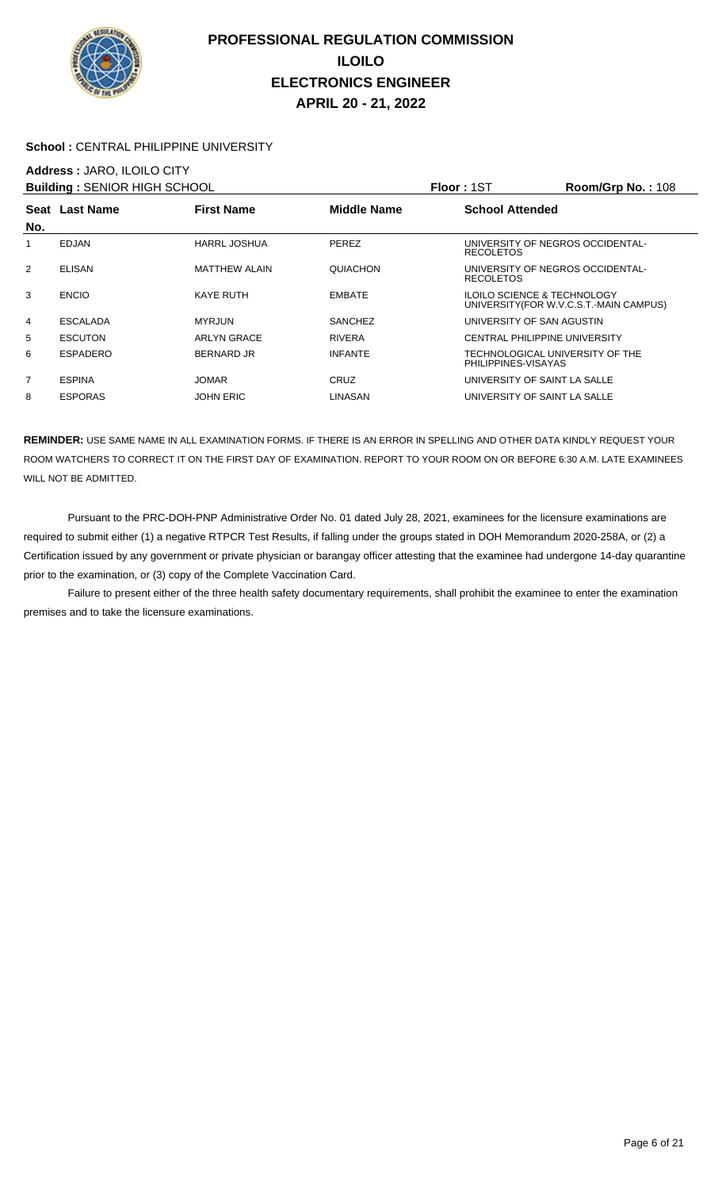# PROFESSIONAL REGULATION COMMISSION
## ILOILO
## ELECTRONICS ENGINEER
## APRIL 20 - 21, 2022

**School :** CENTRAL PHILIPPINE UNIVERSITY

**Address :** JARO, ILOILO CITY

**Building :** SENIOR HIGH SCHOOL    **Floor :** 1ST    **Room/Grp No. :** 108

| Seat No. | Last Name | First Name | Middle Name | School Attended |
|---|---|---|---|---|
| 1 | EDJAN | HARRL JOSHUA | PEREZ | UNIVERSITY OF NEGROS OCCIDENTAL-RECOLETOS |
| 2 | ELISAN | MATTHEW ALAIN | QUIACHON | UNIVERSITY OF NEGROS OCCIDENTAL-RECOLETOS |
| 3 | ENCIO | KAYE RUTH | EMBATE | ILOILO SCIENCE & TECHNOLOGY UNIVERSITY(FOR W.V.C.S.T.-MAIN CAMPUS) |
| 4 | ESCALADA | MYRJUN | SANCHEZ | UNIVERSITY OF SAN AGUSTIN |
| 5 | ESCUTON | ARLYN GRACE | RIVERA | CENTRAL PHILIPPINE UNIVERSITY |
| 6 | ESPADERO | BERNARD JR | INFANTE | TECHNOLOGICAL UNIVERSITY OF THE PHILIPPINES-VISAYAS |
| 7 | ESPINA | JOMAR | CRUZ | UNIVERSITY OF SAINT LA SALLE |
| 8 | ESPORAS | JOHN ERIC | LINASAN | UNIVERSITY OF SAINT LA SALLE |

**REMINDER:** USE SAME NAME IN ALL EXAMINATION FORMS. IF THERE IS AN ERROR IN SPELLING AND OTHER DATA KINDLY REQUEST YOUR ROOM WATCHERS TO CORRECT IT ON THE FIRST DAY OF EXAMINATION. REPORT TO YOUR ROOM ON OR BEFORE 6:30 A.M. LATE EXAMINEES WILL NOT BE ADMITTED.

Pursuant to the PRC-DOH-PNP Administrative Order No. 01 dated July 28, 2021, examinees for the licensure examinations are required to submit either (1) a negative RTPCR Test Results, if falling under the groups stated in DOH Memorandum 2020-258A, or (2) a Certification issued by any government or private physician or barangay officer attesting that the examinee had undergone 14-day quarantine prior to the examination, or (3) copy of the Complete Vaccination Card.

Failure to present either of the three health safety documentary requirements, shall prohibit the examinee to enter the examination premises and to take the licensure examinations.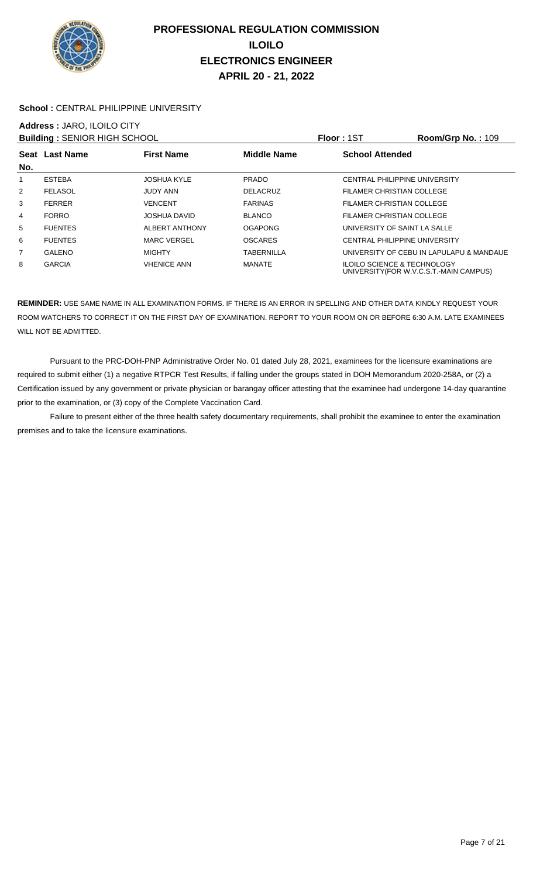# PROFESSIONAL REGULATION COMMISSION
## ILOILO
## ELECTRONICS ENGINEER
## APRIL 20 - 21, 2022

**School :** CENTRAL PHILIPPINE UNIVERSITY

**Address :** JARO, ILOILO CITY

**Building :** SENIOR HIGH SCHOOL **Floor :** 1ST **Room/Grp No. :** 109

| Seat No. | Last Name | First Name | Middle Name | School Attended |
|---|---|---|---|---|
| 1 | ESTEBA | JOSHUA KYLE | PRADO | CENTRAL PHILIPPINE UNIVERSITY |
| 2 | FELASOL | JUDY ANN | DELACRUZ | FILAMER CHRISTIAN COLLEGE |
| 3 | FERRER | VENCENT | FARINAS | FILAMER CHRISTIAN COLLEGE |
| 4 | FORRO | JOSHUA DAVID | BLANCO | FILAMER CHRISTIAN COLLEGE |
| 5 | FUENTES | ALBERT ANTHONY | OGAPONG | UNIVERSITY OF SAINT LA SALLE |
| 6 | FUENTES | MARC VERGEL | OSCARES | CENTRAL PHILIPPINE UNIVERSITY |
| 7 | GALENO | MIGHTY | TABERNILLA | UNIVERSITY OF CEBU IN LAPULAPU & MANDAUE |
| 8 | GARCIA | VHENICE ANN | MANATE | ILOILO SCIENCE & TECHNOLOGY UNIVERSITY(FOR W.V.C.S.T.-MAIN CAMPUS) |

**REMINDER:** USE SAME NAME IN ALL EXAMINATION FORMS. IF THERE IS AN ERROR IN SPELLING AND OTHER DATA KINDLY REQUEST YOUR ROOM WATCHERS TO CORRECT IT ON THE FIRST DAY OF EXAMINATION. REPORT TO YOUR ROOM ON OR BEFORE 6:30 A.M. LATE EXAMINEES WILL NOT BE ADMITTED.

Pursuant to the PRC-DOH-PNP Administrative Order No. 01 dated July 28, 2021, examinees for the licensure examinations are required to submit either (1) a negative RTPCR Test Results, if falling under the groups stated in DOH Memorandum 2020-258A, or (2) a Certification issued by any government or private physician or barangay officer attesting that the examinee had undergone 14-day quarantine prior to the examination, or (3) copy of the Complete Vaccination Card.

Failure to present either of the three health safety documentary requirements, shall prohibit the examinee to enter the examination premises and to take the licensure examinations.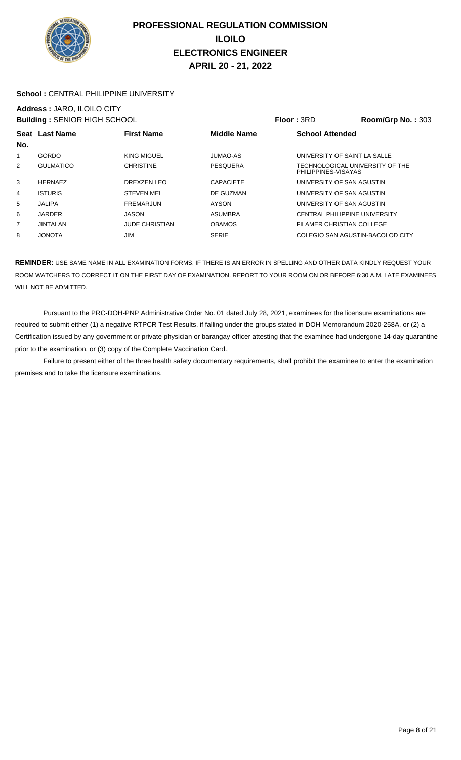# PROFESSIONAL REGULATION COMMISSION
## ILOILO
## ELECTRONICS ENGINEER
## APRIL 20 - 21, 2022

**School :** CENTRAL PHILIPPINE UNIVERSITY

**Address :** JARO, ILOILO CITY

**Building :** SENIOR HIGH SCHOOL | **Floor :** 3RD | **Room/Grp No. :** 303

| Seat No. | Last Name | First Name | Middle Name | School Attended |
|---|---|---|---|---|
| 1 | GORDO | KING MIGUEL | JUMAO-AS | UNIVERSITY OF SAINT LA SALLE |
| 2 | GULMATICO | CHRISTINE | PESQUERA | TECHNOLOGICAL UNIVERSITY OF THE PHILIPPINES-VISAYAS |
| 3 | HERNAEZ | DREXZEN LEO | CAPACIETE | UNIVERSITY OF SAN AGUSTIN |
| 4 | ISTURIS | STEVEN MEL | DE GUZMAN | UNIVERSITY OF SAN AGUSTIN |
| 5 | JALIPA | FREMARJUN | AYSON | UNIVERSITY OF SAN AGUSTIN |
| 6 | JARDER | JASON | ASUMBRA | CENTRAL PHILIPPINE UNIVERSITY |
| 7 | JINTALAN | JUDE CHRISTIAN | OBAMOS | FILAMER CHRISTIAN COLLEGE |
| 8 | JONOTA | JIM | SERIE | COLEGIO SAN AGUSTIN-BACOLOD CITY |

**REMINDER:** USE SAME NAME IN ALL EXAMINATION FORMS. IF THERE IS AN ERROR IN SPELLING AND OTHER DATA KINDLY REQUEST YOUR ROOM WATCHERS TO CORRECT IT ON THE FIRST DAY OF EXAMINATION. REPORT TO YOUR ROOM ON OR BEFORE 6:30 A.M. LATE EXAMINEES WILL NOT BE ADMITTED.

Pursuant to the PRC-DOH-PNP Administrative Order No. 01 dated July 28, 2021, examinees for the licensure examinations are required to submit either (1) a negative RTPCR Test Results, if falling under the groups stated in DOH Memorandum 2020-258A, or (2) a Certification issued by any government or private physician or barangay officer attesting that the examinee had undergone 14-day quarantine prior to the examination, or (3) copy of the Complete Vaccination Card.

Failure to present either of the three health safety documentary requirements, shall prohibit the examinee to enter the examination premises and to take the licensure examinations.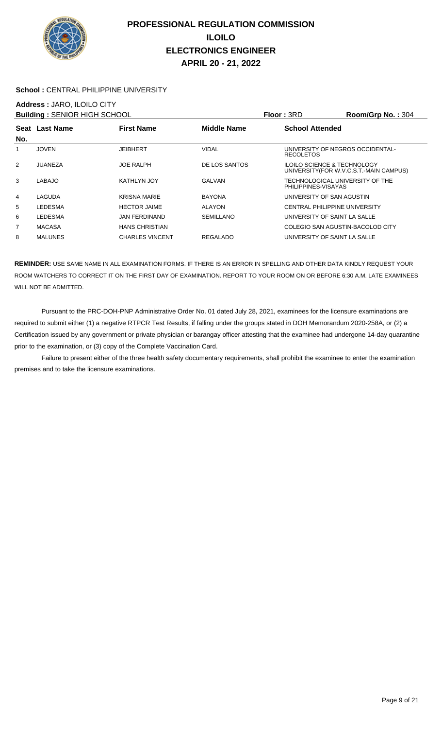# PROFESSIONAL REGULATION COMMISSION
# ILOILO
# ELECTRONICS ENGINEER
# APRIL 20 - 21, 2022

**School :** CENTRAL PHILIPPINE UNIVERSITY

**Address :** JARO, ILOILO CITY

**Building :** SENIOR HIGH SCHOOL | **Floor :** 3RD | **Room/Grp No. :** 304

| Seat No. | Last Name | First Name | Middle Name | School Attended |
|---|---|---|---|---|
| 1 | JOVEN | JEIBHERT | VIDAL | UNIVERSITY OF NEGROS OCCIDENTAL-RECOLETOS |
| 2 | JUANEZA | JOE RALPH | DE LOS SANTOS | ILOILO SCIENCE & TECHNOLOGY UNIVERSITY(FOR W.V.C.S.T.-MAIN CAMPUS) |
| 3 | LABAJO | KATHLYN JOY | GALVAN | TECHNOLOGICAL UNIVERSITY OF THE PHILIPPINES-VISAYAS |
| 4 | LAGUDA | KRISNA MARIE | BAYONA | UNIVERSITY OF SAN AGUSTIN |
| 5 | LEDESMA | HECTOR JAIME | ALAYON | CENTRAL PHILIPPINE UNIVERSITY |
| 6 | LEDESMA | JAN FERDINAND | SEMILLANO | UNIVERSITY OF SAINT LA SALLE |
| 7 | MACASA | HANS CHRISTIAN | | COLEGIO SAN AGUSTIN-BACOLOD CITY |
| 8 | MALUNES | CHARLES VINCENT | REGALADO | UNIVERSITY OF SAINT LA SALLE |

**REMINDER:** USE SAME NAME IN ALL EXAMINATION FORMS. IF THERE IS AN ERROR IN SPELLING AND OTHER DATA KINDLY REQUEST YOUR ROOM WATCHERS TO CORRECT IT ON THE FIRST DAY OF EXAMINATION. REPORT TO YOUR ROOM ON OR BEFORE 6:30 A.M. LATE EXAMINEES WILL NOT BE ADMITTED.

Pursuant to the PRC-DOH-PNP Administrative Order No. 01 dated July 28, 2021, examinees for the licensure examinations are required to submit either (1) a negative RTPCR Test Results, if falling under the groups stated in DOH Memorandum 2020-258A, or (2) a Certification issued by any government or private physician or barangay officer attesting that the examinee had undergone 14-day quarantine prior to the examination, or (3) copy of the Complete Vaccination Card.

Failure to present either of the three health safety documentary requirements, shall prohibit the examinee to enter the examination premises and to take the licensure examinations.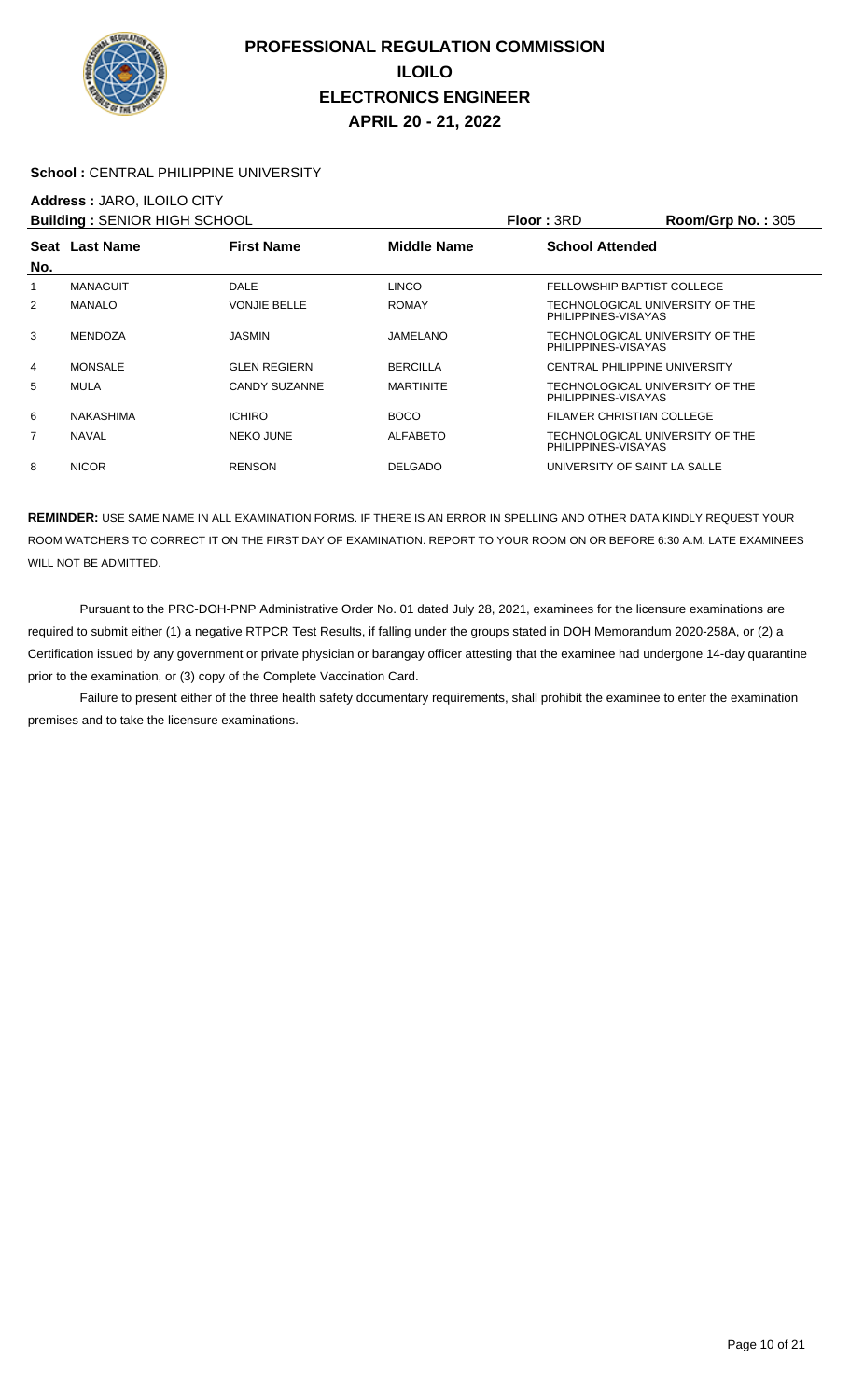# PROFESSIONAL REGULATION COMMISSION
## ILOILO
## ELECTRONICS ENGINEER
## APRIL 20 - 21, 2022

**School :** CENTRAL PHILIPPINE UNIVERSITY

**Address :** JARO, ILOILO CITY

**Building :** SENIOR HIGH SCHOOL **Floor :** 3RD **Room/Grp No. :** 305

| Seat No. | Last Name | First Name | Middle Name | School Attended |
|---|---|---|---|---|
| 1 | MANAGUIT | DALE | LINCO | FELLOWSHIP BAPTIST COLLEGE |
| 2 | MANALO | VONJIE BELLE | ROMAY | TECHNOLOGICAL UNIVERSITY OF THE PHILIPPINES-VISAYAS |
| 3 | MENDOZA | JASMIN | JAMELANO | TECHNOLOGICAL UNIVERSITY OF THE PHILIPPINES-VISAYAS |
| 4 | MONSALE | GLEN REGIERN | BERCILLA | CENTRAL PHILIPPINE UNIVERSITY |
| 5 | MULA | CANDY SUZANNE | MARTINITE | TECHNOLOGICAL UNIVERSITY OF THE PHILIPPINES-VISAYAS |
| 6 | NAKASHIMA | ICHIRO | BOCO | FILAMER CHRISTIAN COLLEGE |
| 7 | NAVAL | NEKO JUNE | ALFABETO | TECHNOLOGICAL UNIVERSITY OF THE PHILIPPINES-VISAYAS |
| 8 | NICOR | RENSON | DELGADO | UNIVERSITY OF SAINT LA SALLE |

**REMINDER:** USE SAME NAME IN ALL EXAMINATION FORMS. IF THERE IS AN ERROR IN SPELLING AND OTHER DATA KINDLY REQUEST YOUR ROOM WATCHERS TO CORRECT IT ON THE FIRST DAY OF EXAMINATION. REPORT TO YOUR ROOM ON OR BEFORE 6:30 A.M. LATE EXAMINEES WILL NOT BE ADMITTED.

Pursuant to the PRC-DOH-PNP Administrative Order No. 01 dated July 28, 2021, examinees for the licensure examinations are required to submit either (1) a negative RTPCR Test Results, if falling under the groups stated in DOH Memorandum 2020-258A, or (2) a Certification issued by any government or private physician or barangay officer attesting that the examinee had undergone 14-day quarantine prior to the examination, or (3) copy of the Complete Vaccination Card.

Failure to present either of the three health safety documentary requirements, shall prohibit the examinee to enter the examination premises and to take the licensure examinations.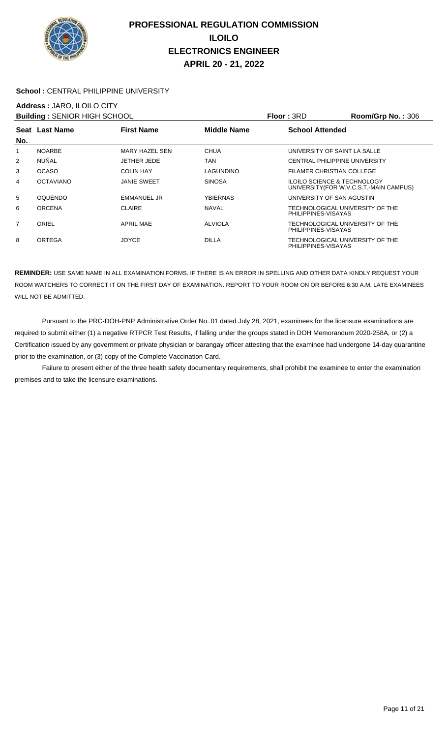# PROFESSIONAL REGULATION COMMISSION
## ILOILO
## ELECTRONICS ENGINEER
## APRIL 20 - 21, 2022

**School :** CENTRAL PHILIPPINE UNIVERSITY

**Address :** JARO, ILOILO CITY

**Building :** SENIOR HIGH SCHOOL | **Floor :** 3RD | **Room/Grp No. :** 306

| Seat No. | Last Name | First Name | Middle Name | School Attended |
|---|---|---|---|---|
| 1 | NOARBE | MARY HAZEL SEN | CHUA | UNIVERSITY OF SAINT LA SALLE |
| 2 | NUÑAL | JETHER JEDE | TAN | CENTRAL PHILIPPINE UNIVERSITY |
| 3 | OCASO | COLIN HAY | LAGUNDINO | FILAMER CHRISTIAN COLLEGE |
| 4 | OCTAVIANO | JANIE SWEET | SINOSA | ILOILO SCIENCE & TECHNOLOGY UNIVERSITY(FOR W.V.C.S.T.-MAIN CAMPUS) |
| 5 | OQUENDO | EMMANUEL JR | YBIERNAS | UNIVERSITY OF SAN AGUSTIN |
| 6 | ORCENA | CLAIRE | NAVAL | TECHNOLOGICAL UNIVERSITY OF THE PHILIPPINES-VISAYAS |
| 7 | ORIEL | APRIL MAE | ALVIOLA | TECHNOLOGICAL UNIVERSITY OF THE PHILIPPINES-VISAYAS |
| 8 | ORTEGA | JOYCE | DILLA | TECHNOLOGICAL UNIVERSITY OF THE PHILIPPINES-VISAYAS |

**REMINDER:** USE SAME NAME IN ALL EXAMINATION FORMS. IF THERE IS AN ERROR IN SPELLING AND OTHER DATA KINDLY REQUEST YOUR ROOM WATCHERS TO CORRECT IT ON THE FIRST DAY OF EXAMINATION. REPORT TO YOUR ROOM ON OR BEFORE 6:30 A.M. LATE EXAMINEES WILL NOT BE ADMITTED.

Pursuant to the PRC-DOH-PNP Administrative Order No. 01 dated July 28, 2021, examinees for the licensure examinations are required to submit either (1) a negative RTPCR Test Results, if falling under the groups stated in DOH Memorandum 2020-258A, or (2) a Certification issued by any government or private physician or barangay officer attesting that the examinee had undergone 14-day quarantine prior to the examination, or (3) copy of the Complete Vaccination Card.

Failure to present either of the three health safety documentary requirements, shall prohibit the examinee to enter the examination premises and to take the licensure examinations.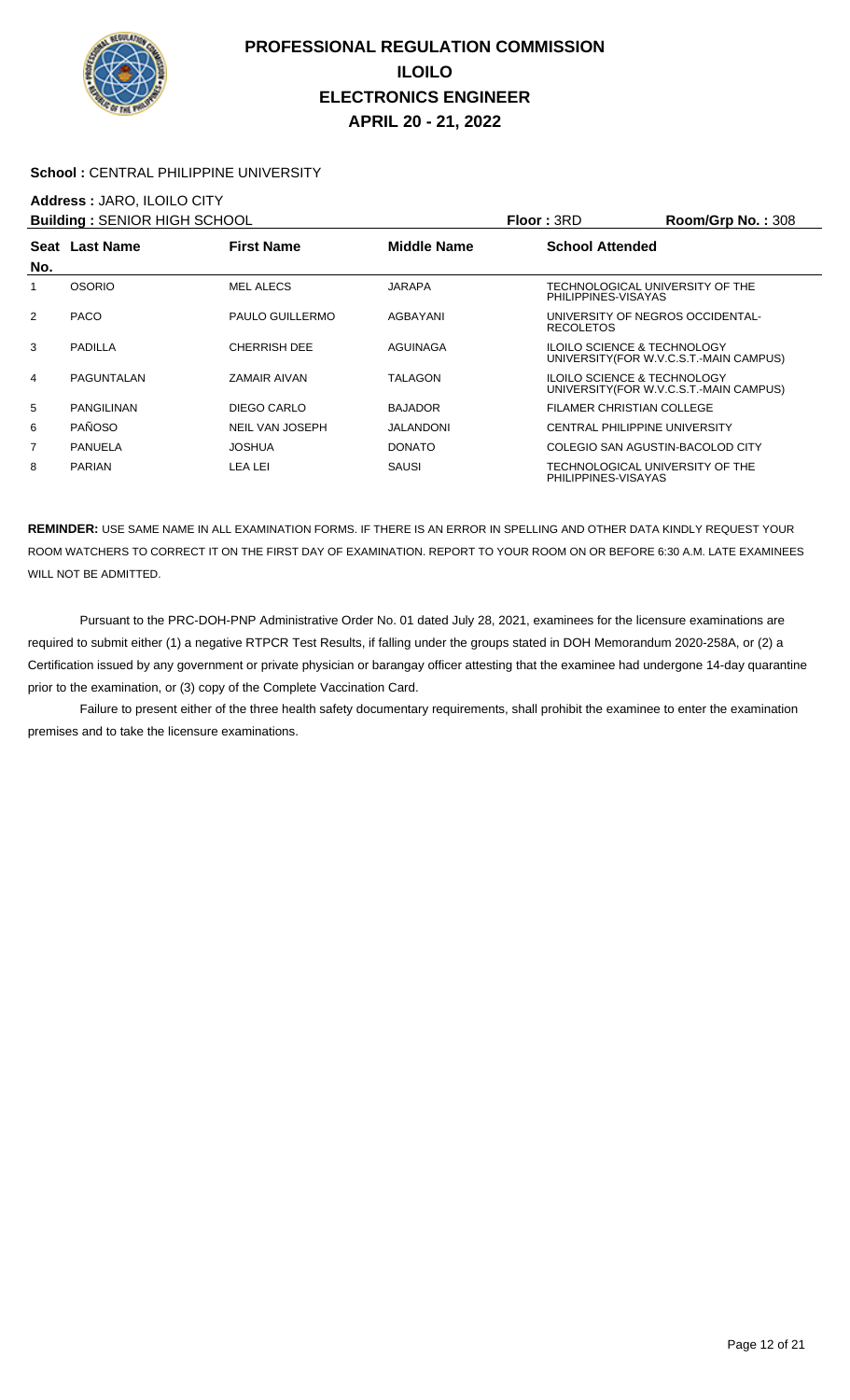# PROFESSIONAL REGULATION COMMISSION
## ILOILO
## ELECTRONICS ENGINEER
## APRIL 20 - 21, 2022

**School :** CENTRAL PHILIPPINE UNIVERSITY

**Address :** JARO, ILOILO CITY

**Building :** SENIOR HIGH SCHOOL **Floor :** 3RD **Room/Grp No. :** 308

| Seat No. | Last Name | First Name | Middle Name | School Attended |
|---|---|---|---|---|
| 1 | OSORIO | MEL ALECS | JARAPA | TECHNOLOGICAL UNIVERSITY OF THE PHILIPPINES-VISAYAS |
| 2 | PACO | PAULO GUILLERMO | AGBAYANI | UNIVERSITY OF NEGROS OCCIDENTAL-RECOLETOS |
| 3 | PADILLA | CHERRISH DEE | AGUINAGA | ILOILO SCIENCE & TECHNOLOGY UNIVERSITY(FOR W.V.C.S.T.-MAIN CAMPUS) |
| 4 | PAGUNTALAN | ZAMAIR AIVAN | TALAGON | ILOILO SCIENCE & TECHNOLOGY UNIVERSITY(FOR W.V.C.S.T.-MAIN CAMPUS) |
| 5 | PANGILINAN | DIEGO CARLO | BAJADOR | FILAMER CHRISTIAN COLLEGE |
| 6 | PAÑOSO | NEIL VAN JOSEPH | JALANDONI | CENTRAL PHILIPPINE UNIVERSITY |
| 7 | PANUELA | JOSHUA | DONATO | COLEGIO SAN AGUSTIN-BACOLOD CITY |
| 8 | PARIAN | LEA LEI | SAUSI | TECHNOLOGICAL UNIVERSITY OF THE PHILIPPINES-VISAYAS |

**REMINDER:** USE SAME NAME IN ALL EXAMINATION FORMS. IF THERE IS AN ERROR IN SPELLING AND OTHER DATA KINDLY REQUEST YOUR ROOM WATCHERS TO CORRECT IT ON THE FIRST DAY OF EXAMINATION. REPORT TO YOUR ROOM ON OR BEFORE 6:30 A.M. LATE EXAMINEES WILL NOT BE ADMITTED.

Pursuant to the PRC-DOH-PNP Administrative Order No. 01 dated July 28, 2021, examinees for the licensure examinations are required to submit either (1) a negative RTPCR Test Results, if falling under the groups stated in DOH Memorandum 2020-258A, or (2) a Certification issued by any government or private physician or barangay officer attesting that the examinee had undergone 14-day quarantine prior to the examination, or (3) copy of the Complete Vaccination Card.

Failure to present either of the three health safety documentary requirements, shall prohibit the examinee to enter the examination premises and to take the licensure examinations.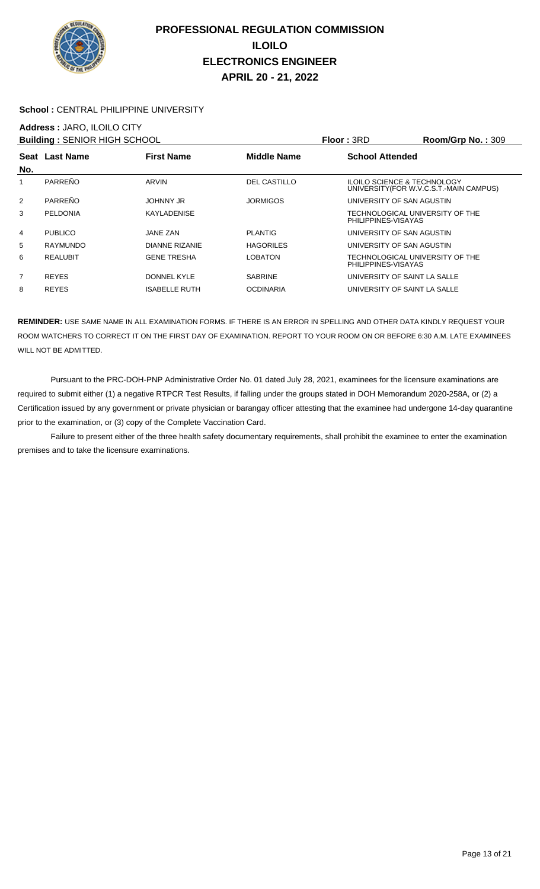# PROFESSIONAL REGULATION COMMISSION
## ILOILO
## ELECTRONICS ENGINEER
## APRIL 20 - 21, 2022

**School :** CENTRAL PHILIPPINE UNIVERSITY

**Address :** JARO, ILOILO CITY

**Building :** SENIOR HIGH SCHOOL **Floor :** 3RD **Room/Grp No. :** 309

| Seat No. | Last Name | First Name | Middle Name | School Attended |
|---|---|---|---|---|
| 1 | PARREÑO | ARVIN | DEL CASTILLO | ILOILO SCIENCE & TECHNOLOGY UNIVERSITY(FOR W.V.C.S.T.-MAIN CAMPUS) |
| 2 | PARREÑO | JOHNNY JR | JORMIGOS | UNIVERSITY OF SAN AGUSTIN |
| 3 | PELDONIA | KAYLADENISE | | TECHNOLOGICAL UNIVERSITY OF THE PHILIPPINES-VISAYAS |
| 4 | PUBLICO | JANE ZAN | PLANTIG | UNIVERSITY OF SAN AGUSTIN |
| 5 | RAYMUNDO | DIANNE RIZANIE | HAGORILES | UNIVERSITY OF SAN AGUSTIN |
| 6 | REALUBIT | GENE TRESHA | LOBATON | TECHNOLOGICAL UNIVERSITY OF THE PHILIPPINES-VISAYAS |
| 7 | REYES | DONNEL KYLE | SABRINE | UNIVERSITY OF SAINT LA SALLE |
| 8 | REYES | ISABELLE RUTH | OCDINARIA | UNIVERSITY OF SAINT LA SALLE |

**REMINDER:** USE SAME NAME IN ALL EXAMINATION FORMS. IF THERE IS AN ERROR IN SPELLING AND OTHER DATA KINDLY REQUEST YOUR ROOM WATCHERS TO CORRECT IT ON THE FIRST DAY OF EXAMINATION. REPORT TO YOUR ROOM ON OR BEFORE 6:30 A.M. LATE EXAMINEES WILL NOT BE ADMITTED.

Pursuant to the PRC-DOH-PNP Administrative Order No. 01 dated July 28, 2021, examinees for the licensure examinations are required to submit either (1) a negative RTPCR Test Results, if falling under the groups stated in DOH Memorandum 2020-258A, or (2) a Certification issued by any government or private physician or barangay officer attesting that the examinee had undergone 14-day quarantine prior to the examination, or (3) copy of the Complete Vaccination Card.

Failure to present either of the three health safety documentary requirements, shall prohibit the examinee to enter the examination premises and to take the licensure examinations.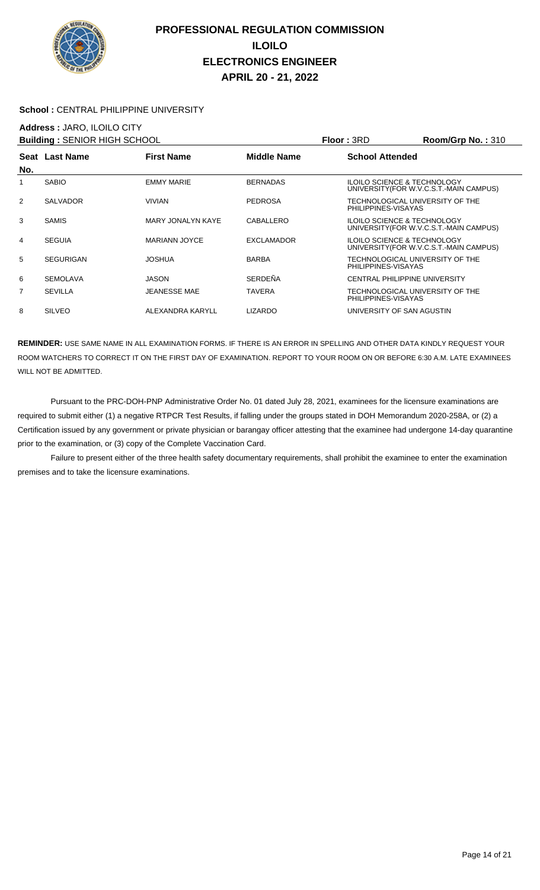# PROFESSIONAL REGULATION COMMISSION
## ILOILO
## ELECTRONICS ENGINEER
## APRIL 20 - 21, 2022

**School :** CENTRAL PHILIPPINE UNIVERSITY

**Address :** JARO, ILOILO CITY

**Building :** SENIOR HIGH SCHOOL **Floor :** 3RD **Room/Grp No. :** 310

| Seat No. | Last Name | First Name | Middle Name | School Attended |
|---|---|---|---|---|
| 1 | SABIO | EMMY MARIE | BERNADAS | ILOILO SCIENCE & TECHNOLOGY UNIVERSITY(FOR W.V.C.S.T.-MAIN CAMPUS) |
| 2 | SALVADOR | VIVIAN | PEDROSA | TECHNOLOGICAL UNIVERSITY OF THE PHILIPPINES-VISAYAS |
| 3 | SAMIS | MARY JONALYN KAYE | CABALLERO | ILOILO SCIENCE & TECHNOLOGY UNIVERSITY(FOR W.V.C.S.T.-MAIN CAMPUS) |
| 4 | SEGUIA | MARIANN JOYCE | EXCLAMADOR | ILOILO SCIENCE & TECHNOLOGY UNIVERSITY(FOR W.V.C.S.T.-MAIN CAMPUS) |
| 5 | SEGURIGAN | JOSHUA | BARBA | TECHNOLOGICAL UNIVERSITY OF THE PHILIPPINES-VISAYAS |
| 6 | SEMOLAVA | JASON | SERDEÑA | CENTRAL PHILIPPINE UNIVERSITY |
| 7 | SEVILLA | JEANESSE MAE | TAVERA | TECHNOLOGICAL UNIVERSITY OF THE PHILIPPINES-VISAYAS |
| 8 | SILVEO | ALEXANDRA KARYLL | LIZARDO | UNIVERSITY OF SAN AGUSTIN |

**REMINDER:** USE SAME NAME IN ALL EXAMINATION FORMS. IF THERE IS AN ERROR IN SPELLING AND OTHER DATA KINDLY REQUEST YOUR ROOM WATCHERS TO CORRECT IT ON THE FIRST DAY OF EXAMINATION. REPORT TO YOUR ROOM ON OR BEFORE 6:30 A.M. LATE EXAMINEES WILL NOT BE ADMITTED.

Pursuant to the PRC-DOH-PNP Administrative Order No. 01 dated July 28, 2021, examinees for the licensure examinations are required to submit either (1) a negative RTPCR Test Results, if falling under the groups stated in DOH Memorandum 2020-258A, or (2) a Certification issued by any government or private physician or barangay officer attesting that the examinee had undergone 14-day quarantine prior to the examination, or (3) copy of the Complete Vaccination Card.

Failure to present either of the three health safety documentary requirements, shall prohibit the examinee to enter the examination premises and to take the licensure examinations.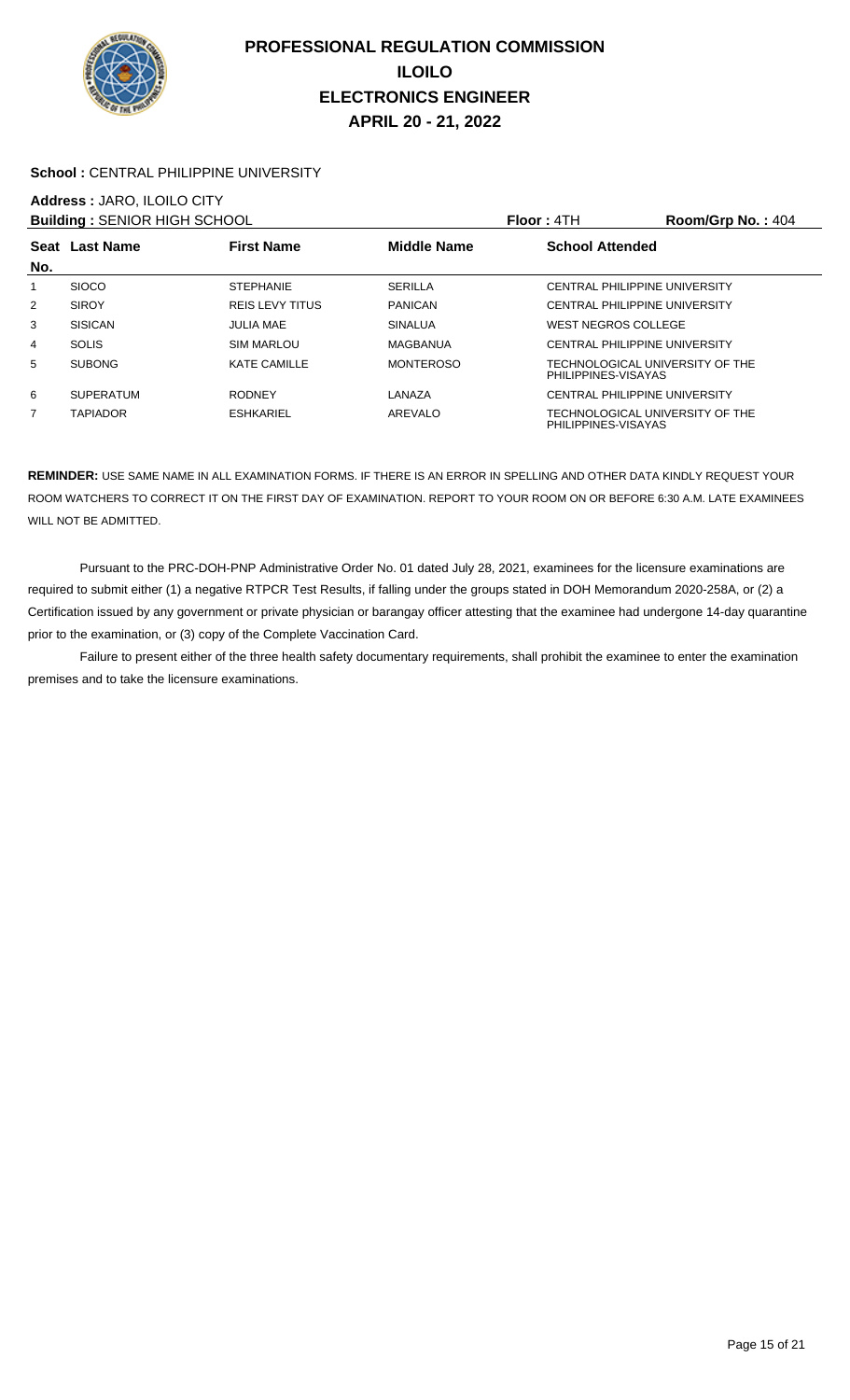# PROFESSIONAL REGULATION COMMISSION
## ILOILO
## ELECTRONICS ENGINEER
## APRIL 20 - 21, 2022

**School :** CENTRAL PHILIPPINE UNIVERSITY

**Address :** JARO, ILOILO CITY

**Building :** SENIOR HIGH SCHOOL **Floor :** 4TH **Room/Grp No. :** 404

| Seat No. | Last Name | First Name | Middle Name | School Attended |
|---|---|---|---|---|
| 1 | SIOCO | STEPHANIE | SERILLA | CENTRAL PHILIPPINE UNIVERSITY |
| 2 | SIROY | REIS LEVY TITUS | PANICAN | CENTRAL PHILIPPINE UNIVERSITY |
| 3 | SISICAN | JULIA MAE | SINALUA | WEST NEGROS COLLEGE |
| 4 | SOLIS | SIM MARLOU | MAGBANUA | CENTRAL PHILIPPINE UNIVERSITY |
| 5 | SUBONG | KATE CAMILLE | MONTEROSO | TECHNOLOGICAL UNIVERSITY OF THE PHILIPPINES-VISAYAS |
| 6 | SUPERATUM | RODNEY | LANAZA | CENTRAL PHILIPPINE UNIVERSITY |
| 7 | TAPIADOR | ESHKARIEL | AREVALO | TECHNOLOGICAL UNIVERSITY OF THE PHILIPPINES-VISAYAS |

**REMINDER:** USE SAME NAME IN ALL EXAMINATION FORMS. IF THERE IS AN ERROR IN SPELLING AND OTHER DATA KINDLY REQUEST YOUR ROOM WATCHERS TO CORRECT IT ON THE FIRST DAY OF EXAMINATION. REPORT TO YOUR ROOM ON OR BEFORE 6:30 A.M. LATE EXAMINEES WILL NOT BE ADMITTED.

Pursuant to the PRC-DOH-PNP Administrative Order No. 01 dated July 28, 2021, examinees for the licensure examinations are required to submit either (1) a negative RTPCR Test Results, if falling under the groups stated in DOH Memorandum 2020-258A, or (2) a Certification issued by any government or private physician or barangay officer attesting that the examinee had undergone 14-day quarantine prior to the examination, or (3) copy of the Complete Vaccination Card.

Failure to present either of the three health safety documentary requirements, shall prohibit the examinee to enter the examination premises and to take the licensure examinations.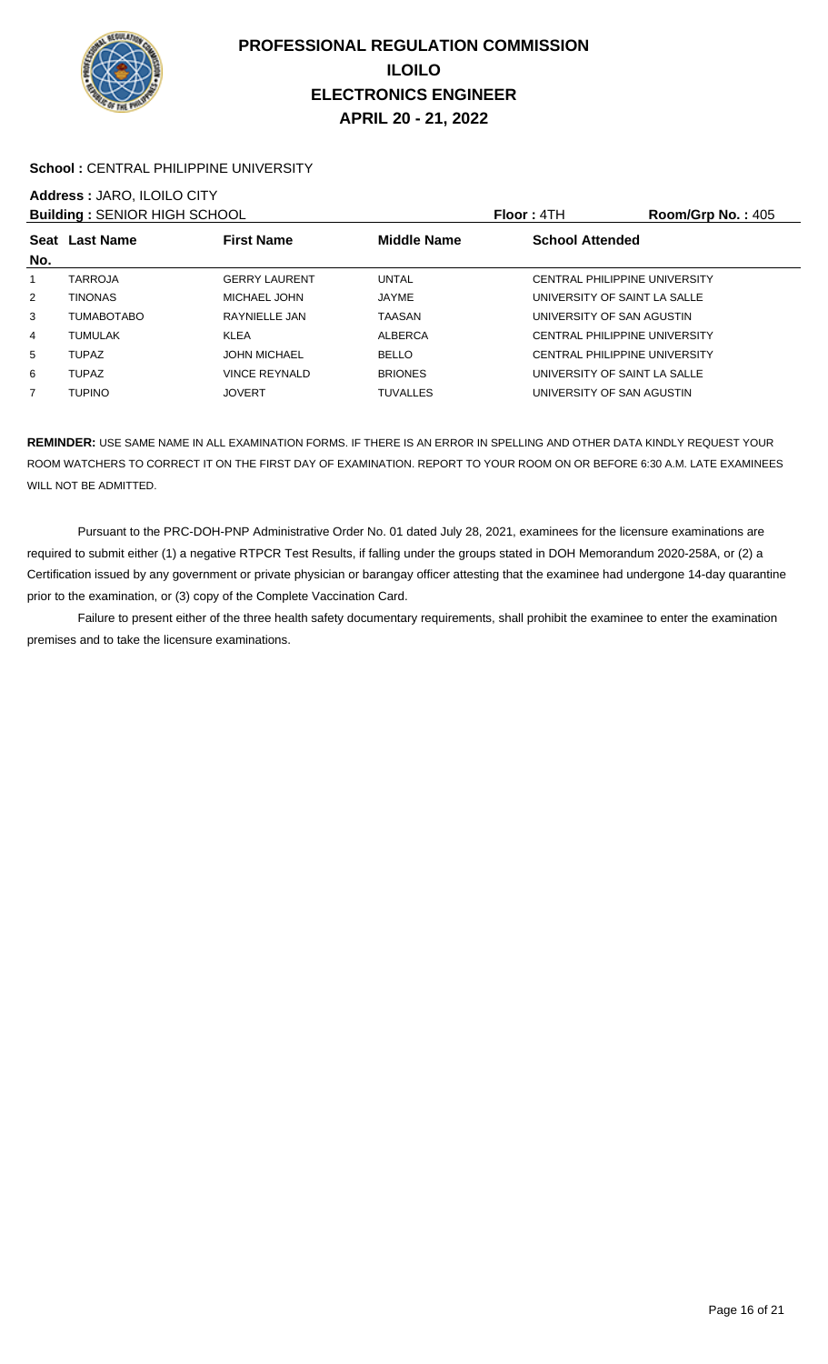# PROFESSIONAL REGULATION COMMISSION
## ILOILO
## ELECTRONICS ENGINEER
## APRIL 20 - 21, 2022

**School :** CENTRAL PHILIPPINE UNIVERSITY

**Address :** JARO, ILOILO CITY

**Building :** SENIOR HIGH SCHOOL **Floor :** 4TH **Room/Grp No. :** 405

| Seat No. | Last Name | First Name | Middle Name | School Attended |
|---|---|---|---|---|
| 1 | TARROJA | GERRY LAURENT | UNTAL | CENTRAL PHILIPPINE UNIVERSITY |
| 2 | TINONAS | MICHAEL JOHN | JAYME | UNIVERSITY OF SAINT LA SALLE |
| 3 | TUMABOTABO | RAYNIELLE JAN | TAASAN | UNIVERSITY OF SAN AGUSTIN |
| 4 | TUMULAK | KLEA | ALBERCA | CENTRAL PHILIPPINE UNIVERSITY |
| 5 | TUPAZ | JOHN MICHAEL | BELLO | CENTRAL PHILIPPINE UNIVERSITY |
| 6 | TUPAZ | VINCE REYNALD | BRIONES | UNIVERSITY OF SAINT LA SALLE |
| 7 | TUPINO | JOVERT | TUVALLES | UNIVERSITY OF SAN AGUSTIN |

**REMINDER:** USE SAME NAME IN ALL EXAMINATION FORMS. IF THERE IS AN ERROR IN SPELLING AND OTHER DATA KINDLY REQUEST YOUR ROOM WATCHERS TO CORRECT IT ON THE FIRST DAY OF EXAMINATION. REPORT TO YOUR ROOM ON OR BEFORE 6:30 A.M. LATE EXAMINEES WILL NOT BE ADMITTED.

Pursuant to the PRC-DOH-PNP Administrative Order No. 01 dated July 28, 2021, examinees for the licensure examinations are required to submit either (1) a negative RTPCR Test Results, if falling under the groups stated in DOH Memorandum 2020-258A, or (2) a Certification issued by any government or private physician or barangay officer attesting that the examinee had undergone 14-day quarantine prior to the examination, or (3) copy of the Complete Vaccination Card.

Failure to present either of the three health safety documentary requirements, shall prohibit the examinee to enter the examination premises and to take the licensure examinations.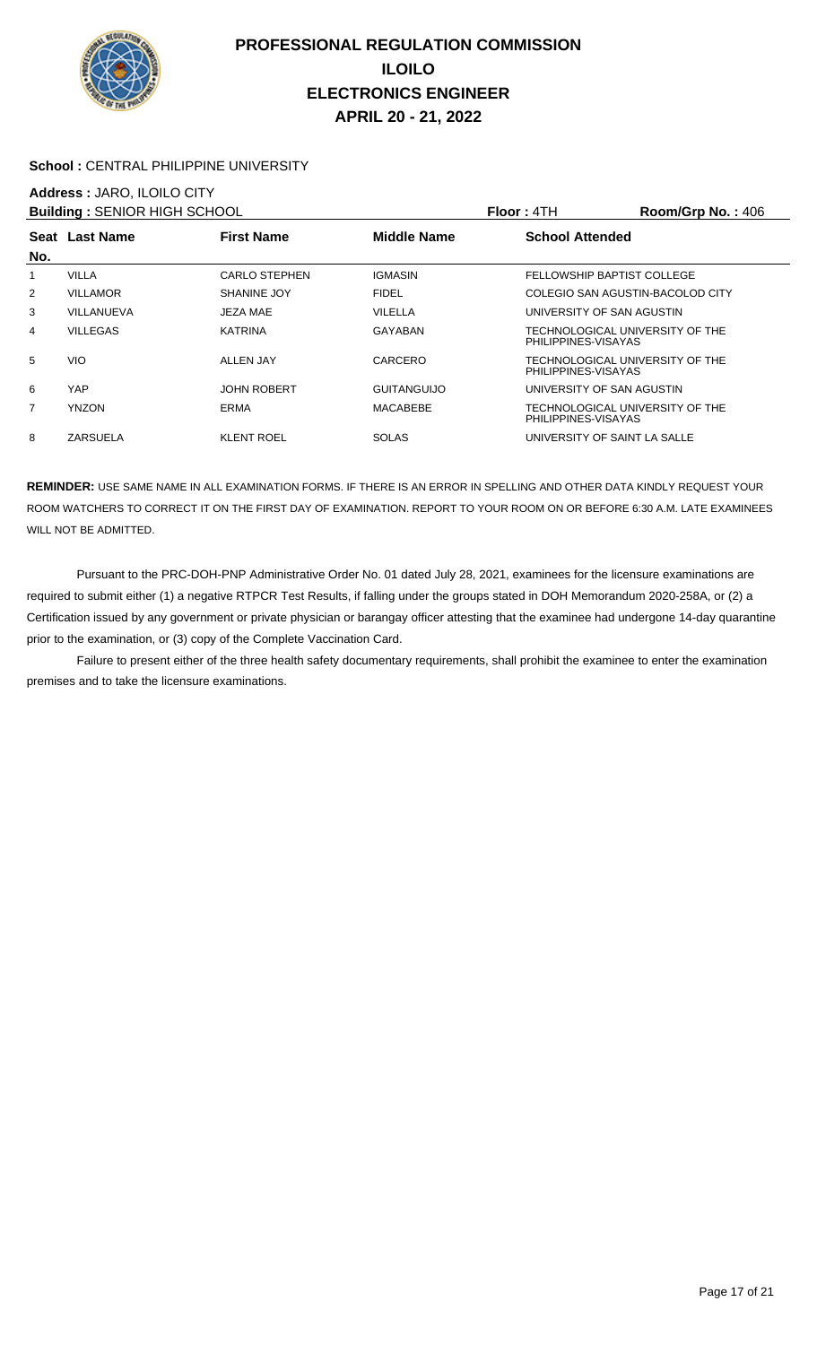# PROFESSIONAL REGULATION COMMISSION
## ILOILO
## ELECTRONICS ENGINEER
## APRIL 20 - 21, 2022

**School :** CENTRAL PHILIPPINE UNIVERSITY

**Address :** JARO, ILOILO CITY

**Building :** SENIOR HIGH SCHOOL **Floor :** 4TH **Room/Grp No. :** 406

| Seat No. | Last Name | First Name | Middle Name | School Attended |
|---|---|---|---|---|
| 1 | VILLA | CARLO STEPHEN | IGMASIN | FELLOWSHIP BAPTIST COLLEGE |
| 2 | VILLAMOR | SHANINE JOY | FIDEL | COLEGIO SAN AGUSTIN-BACOLOD CITY |
| 3 | VILLANUEVA | JEZA MAE | VILELLA | UNIVERSITY OF SAN AGUSTIN |
| 4 | VILLEGAS | KATRINA | GAYABAN | TECHNOLOGICAL UNIVERSITY OF THE PHILIPPINES-VISAYAS |
| 5 | VIO | ALLEN JAY | CARCERO | TECHNOLOGICAL UNIVERSITY OF THE PHILIPPINES-VISAYAS |
| 6 | YAP | JOHN ROBERT | GUITANGUIJO | UNIVERSITY OF SAN AGUSTIN |
| 7 | YNZON | ERMA | MACABEBE | TECHNOLOGICAL UNIVERSITY OF THE PHILIPPINES-VISAYAS |
| 8 | ZARSUELA | KLENT ROEL | SOLAS | UNIVERSITY OF SAINT LA SALLE |

**REMINDER:** USE SAME NAME IN ALL EXAMINATION FORMS. IF THERE IS AN ERROR IN SPELLING AND OTHER DATA KINDLY REQUEST YOUR ROOM WATCHERS TO CORRECT IT ON THE FIRST DAY OF EXAMINATION. REPORT TO YOUR ROOM ON OR BEFORE 6:30 A.M. LATE EXAMINEES WILL NOT BE ADMITTED.

Pursuant to the PRC-DOH-PNP Administrative Order No. 01 dated July 28, 2021, examinees for the licensure examinations are required to submit either (1) a negative RTPCR Test Results, if falling under the groups stated in DOH Memorandum 2020-258A, or (2) a Certification issued by any government or private physician or barangay officer attesting that the examinee had undergone 14-day quarantine prior to the examination, or (3) copy of the Complete Vaccination Card.

Failure to present either of the three health safety documentary requirements, shall prohibit the examinee to enter the examination premises and to take the licensure examinations.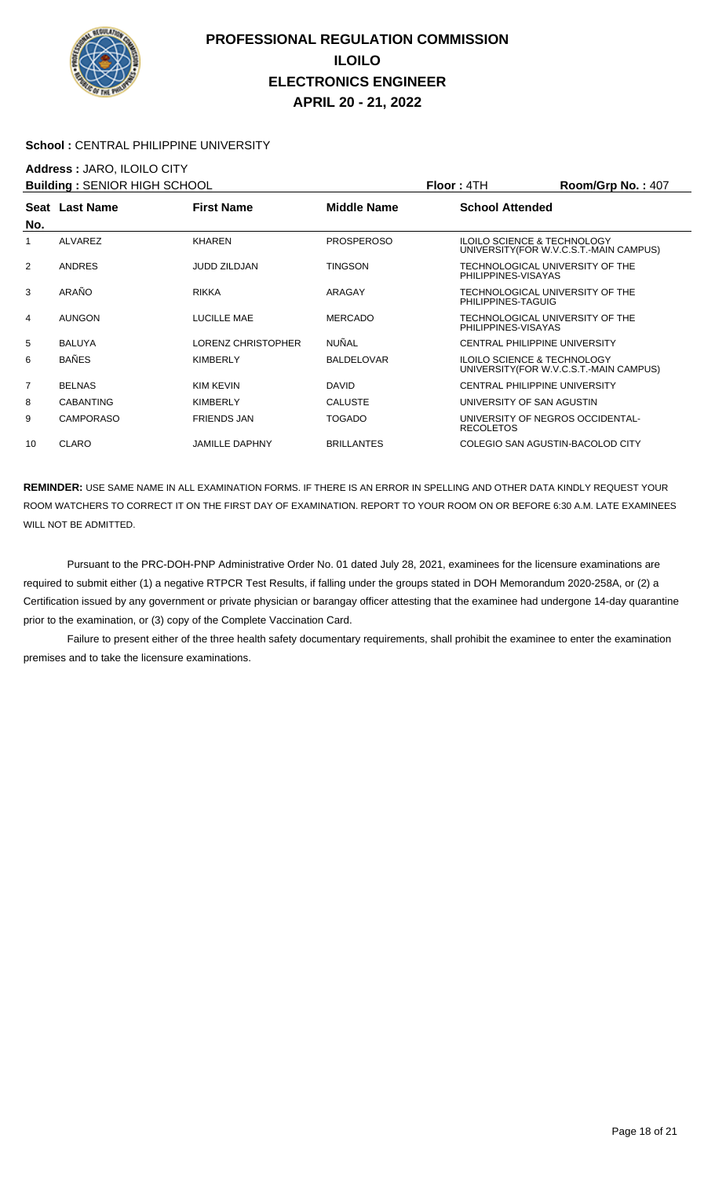# PROFESSIONAL REGULATION COMMISSION
## ILOILO
## ELECTRONICS ENGINEER
## APRIL 20 - 21, 2022

**School :** CENTRAL PHILIPPINE UNIVERSITY

**Address :** JARO, ILOILO CITY

**Building :** SENIOR HIGH SCHOOL　　**Floor :** 4TH　　**Room/Grp No. :** 407

| Seat No. | Last Name | First Name | Middle Name | School Attended |
|---|---|---|---|---|
| 1 | ALVAREZ | KHAREN | PROSPEROSO | ILOILO SCIENCE & TECHNOLOGY UNIVERSITY(FOR W.V.C.S.T.-MAIN CAMPUS) |
| 2 | ANDRES | JUDD ZILDJAN | TINGSON | TECHNOLOGICAL UNIVERSITY OF THE PHILIPPINES-VISAYAS |
| 3 | ARAÑO | RIKKA | ARAGAY | TECHNOLOGICAL UNIVERSITY OF THE PHILIPPINES-TAGUIG |
| 4 | AUNGON | LUCILLE MAE | MERCADO | TECHNOLOGICAL UNIVERSITY OF THE PHILIPPINES-VISAYAS |
| 5 | BALUYA | LORENZ CHRISTOPHER | NUÑAL | CENTRAL PHILIPPINE UNIVERSITY |
| 6 | BAÑES | KIMBERLY | BALDELOVAR | ILOILO SCIENCE & TECHNOLOGY UNIVERSITY(FOR W.V.C.S.T.-MAIN CAMPUS) |
| 7 | BELNAS | KIM KEVIN | DAVID | CENTRAL PHILIPPINE UNIVERSITY |
| 8 | CABANTING | KIMBERLY | CALUSTE | UNIVERSITY OF SAN AGUSTIN |
| 9 | CAMPORASO | FRIENDS JAN | TOGADO | UNIVERSITY OF NEGROS OCCIDENTAL-RECOLETOS |
| 10 | CLARO | JAMILLE DAPHNY | BRILLANTES | COLEGIO SAN AGUSTIN-BACOLOD CITY |

**REMINDER:** USE SAME NAME IN ALL EXAMINATION FORMS. IF THERE IS AN ERROR IN SPELLING AND OTHER DATA KINDLY REQUEST YOUR ROOM WATCHERS TO CORRECT IT ON THE FIRST DAY OF EXAMINATION. REPORT TO YOUR ROOM ON OR BEFORE 6:30 A.M. LATE EXAMINEES WILL NOT BE ADMITTED.

Pursuant to the PRC-DOH-PNP Administrative Order No. 01 dated July 28, 2021, examinees for the licensure examinations are required to submit either (1) a negative RTPCR Test Results, if falling under the groups stated in DOH Memorandum 2020-258A, or (2) a Certification issued by any government or private physician or barangay officer attesting that the examinee had undergone 14-day quarantine prior to the examination, or (3) copy of the Complete Vaccination Card.

Failure to present either of the three health safety documentary requirements, shall prohibit the examinee to enter the examination premises and to take the licensure examinations.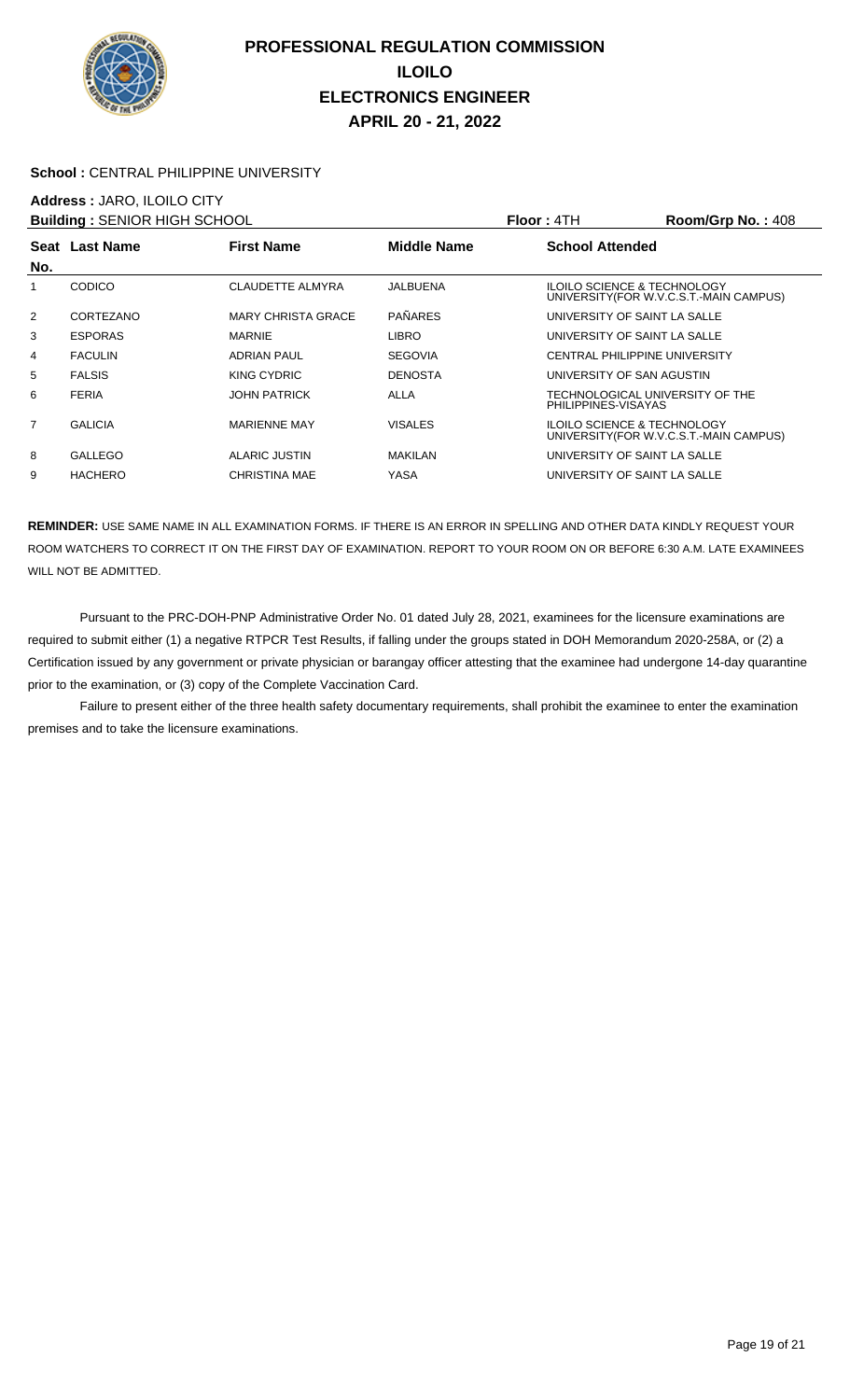# PROFESSIONAL REGULATION COMMISSION
## ILOILO
## ELECTRONICS ENGINEER
## APRIL 20 - 21, 2022

**School :** CENTRAL PHILIPPINE UNIVERSITY

**Address :** JARO, ILOILO CITY

**Building :** SENIOR HIGH SCHOOL **Floor :** 4TH **Room/Grp No. :** 408

| Seat No. | Last Name | First Name | Middle Name | School Attended |
|---|---|---|---|---|
| 1 | CODICO | CLAUDETTE ALMYRA | JALBUENA | ILOILO SCIENCE & TECHNOLOGY UNIVERSITY(FOR W.V.C.S.T.-MAIN CAMPUS) |
| 2 | CORTEZANO | MARY CHRISTA GRACE | PAÑARES | UNIVERSITY OF SAINT LA SALLE |
| 3 | ESPORAS | MARNIE | LIBRO | UNIVERSITY OF SAINT LA SALLE |
| 4 | FACULIN | ADRIAN PAUL | SEGOVIA | CENTRAL PHILIPPINE UNIVERSITY |
| 5 | FALSIS | KING CYDRIC | DENOSTA | UNIVERSITY OF SAN AGUSTIN |
| 6 | FERIA | JOHN PATRICK | ALLA | TECHNOLOGICAL UNIVERSITY OF THE PHILIPPINES-VISAYAS |
| 7 | GALICIA | MARIENNE MAY | VISALES | ILOILO SCIENCE & TECHNOLOGY UNIVERSITY(FOR W.V.C.S.T.-MAIN CAMPUS) |
| 8 | GALLEGO | ALARIC JUSTIN | MAKILAN | UNIVERSITY OF SAINT LA SALLE |
| 9 | HACHERO | CHRISTINA MAE | YASA | UNIVERSITY OF SAINT LA SALLE |

**REMINDER:** USE SAME NAME IN ALL EXAMINATION FORMS. IF THERE IS AN ERROR IN SPELLING AND OTHER DATA KINDLY REQUEST YOUR ROOM WATCHERS TO CORRECT IT ON THE FIRST DAY OF EXAMINATION. REPORT TO YOUR ROOM ON OR BEFORE 6:30 A.M. LATE EXAMINEES WILL NOT BE ADMITTED.

Pursuant to the PRC-DOH-PNP Administrative Order No. 01 dated July 28, 2021, examinees for the licensure examinations are required to submit either (1) a negative RTPCR Test Results, if falling under the groups stated in DOH Memorandum 2020-258A, or (2) a Certification issued by any government or private physician or barangay officer attesting that the examinee had undergone 14-day quarantine prior to the examination, or (3) copy of the Complete Vaccination Card.

Failure to present either of the three health safety documentary requirements, shall prohibit the examinee to enter the examination premises and to take the licensure examinations.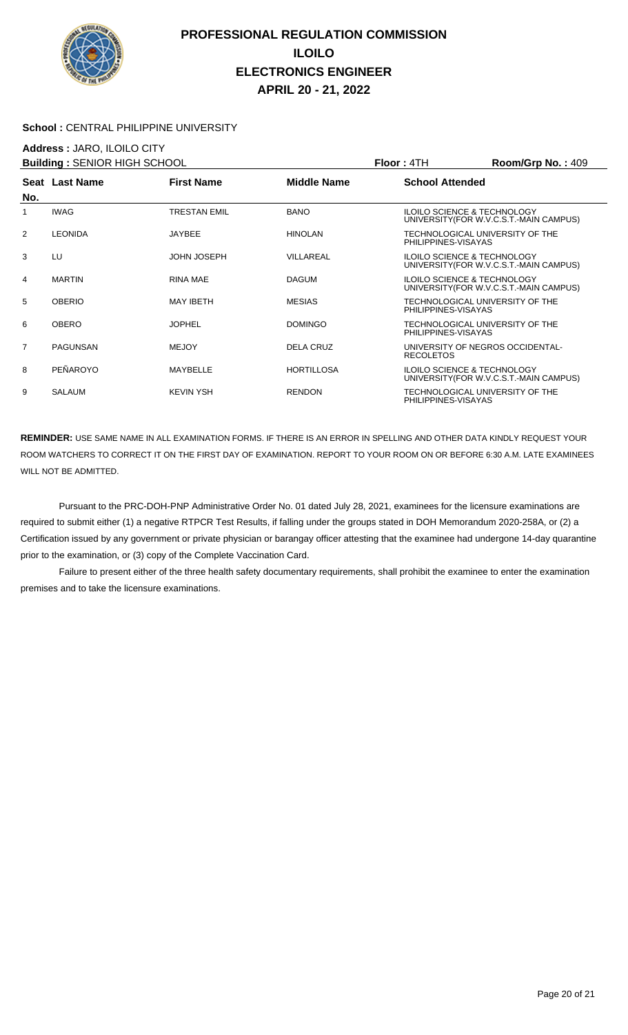# PROFESSIONAL REGULATION COMMISSION
## ILOILO
## ELECTRONICS ENGINEER
## APRIL 20 - 21, 2022

**School :** CENTRAL PHILIPPINE UNIVERSITY

**Address :** JARO, ILOILO CITY

**Building :** SENIOR HIGH SCHOOL **Floor :** 4TH **Room/Grp No. :** 409

| Seat No. | Last Name | First Name | Middle Name | School Attended |
|---|---|---|---|---|
| 1 | IWAG | TRESTAN EMIL | BANO | ILOILO SCIENCE & TECHNOLOGY UNIVERSITY(FOR W.V.C.S.T.-MAIN CAMPUS) |
| 2 | LEONIDA | JAYBEE | HINOLAN | TECHNOLOGICAL UNIVERSITY OF THE PHILIPPINES-VISAYAS |
| 3 | LU | JOHN JOSEPH | VILLAREAL | ILOILO SCIENCE & TECHNOLOGY UNIVERSITY(FOR W.V.C.S.T.-MAIN CAMPUS) |
| 4 | MARTIN | RINA MAE | DAGUM | ILOILO SCIENCE & TECHNOLOGY UNIVERSITY(FOR W.V.C.S.T.-MAIN CAMPUS) |
| 5 | OBERIO | MAY IBETH | MESIAS | TECHNOLOGICAL UNIVERSITY OF THE PHILIPPINES-VISAYAS |
| 6 | OBERO | JOPHEL | DOMINGO | TECHNOLOGICAL UNIVERSITY OF THE PHILIPPINES-VISAYAS |
| 7 | PAGUNSAN | MEJOY | DELA CRUZ | UNIVERSITY OF NEGROS OCCIDENTAL-RECOLETOS |
| 8 | PEÑAROYO | MAYBELLE | HORTILLOSA | ILOILO SCIENCE & TECHNOLOGY UNIVERSITY(FOR W.V.C.S.T.-MAIN CAMPUS) |
| 9 | SALAUM | KEVIN YSH | RENDON | TECHNOLOGICAL UNIVERSITY OF THE PHILIPPINES-VISAYAS |

**REMINDER:** USE SAME NAME IN ALL EXAMINATION FORMS. IF THERE IS AN ERROR IN SPELLING AND OTHER DATA KINDLY REQUEST YOUR ROOM WATCHERS TO CORRECT IT ON THE FIRST DAY OF EXAMINATION. REPORT TO YOUR ROOM ON OR BEFORE 6:30 A.M. LATE EXAMINEES WILL NOT BE ADMITTED.

Pursuant to the PRC-DOH-PNP Administrative Order No. 01 dated July 28, 2021, examinees for the licensure examinations are required to submit either (1) a negative RTPCR Test Results, if falling under the groups stated in DOH Memorandum 2020-258A, or (2) a Certification issued by any government or private physician or barangay officer attesting that the examinee had undergone 14-day quarantine prior to the examination, or (3) copy of the Complete Vaccination Card.

Failure to present either of the three health safety documentary requirements, shall prohibit the examinee to enter the examination premises and to take the licensure examinations.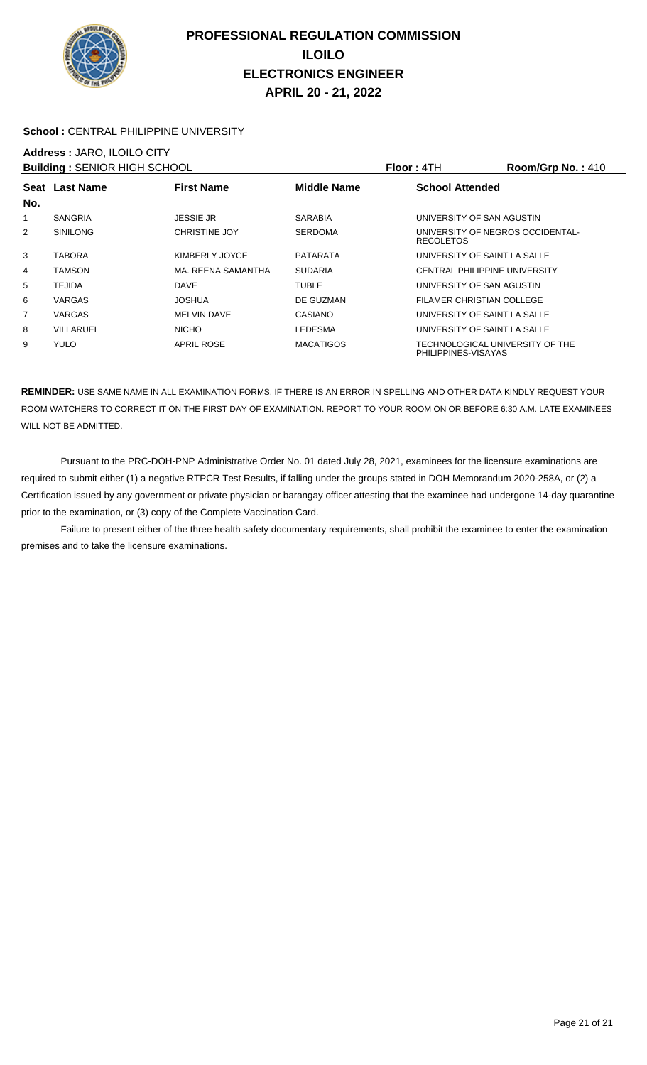# PROFESSIONAL REGULATION COMMISSION
# ILOILO
# ELECTRONICS ENGINEER
# APRIL 20 - 21, 2022

**School :** CENTRAL PHILIPPINE UNIVERSITY

**Address :** JARO, ILOILO CITY

**Building :** SENIOR HIGH SCHOOL **Floor :** 4TH **Room/Grp No. :** 410

| Seat No. | Last Name | First Name | Middle Name | School Attended |
|---|---|---|---|---|
| 1 | SANGRIA | JESSIE JR | SARABIA | UNIVERSITY OF SAN AGUSTIN |
| 2 | SINILONG | CHRISTINE JOY | SERDOMA | UNIVERSITY OF NEGROS OCCIDENTAL-RECOLETOS |
| 3 | TABORA | KIMBERLY JOYCE | PATARATA | UNIVERSITY OF SAINT LA SALLE |
| 4 | TAMSON | MA. REENA SAMANTHA | SUDARIA | CENTRAL PHILIPPINE UNIVERSITY |
| 5 | TEJIDA | DAVE | TUBLE | UNIVERSITY OF SAN AGUSTIN |
| 6 | VARGAS | JOSHUA | DE GUZMAN | FILAMER CHRISTIAN COLLEGE |
| 7 | VARGAS | MELVIN DAVE | CASIANO | UNIVERSITY OF SAINT LA SALLE |
| 8 | VILLARUEL | NICHO | LEDESMA | UNIVERSITY OF SAINT LA SALLE |
| 9 | YULO | APRIL ROSE | MACATIGOS | TECHNOLOGICAL UNIVERSITY OF THE PHILIPPINES-VISAYAS |

**REMINDER:** USE SAME NAME IN ALL EXAMINATION FORMS. IF THERE IS AN ERROR IN SPELLING AND OTHER DATA KINDLY REQUEST YOUR ROOM WATCHERS TO CORRECT IT ON THE FIRST DAY OF EXAMINATION. REPORT TO YOUR ROOM ON OR BEFORE 6:30 A.M. LATE EXAMINEES WILL NOT BE ADMITTED.

Pursuant to the PRC-DOH-PNP Administrative Order No. 01 dated July 28, 2021, examinees for the licensure examinations are required to submit either (1) a negative RTPCR Test Results, if falling under the groups stated in DOH Memorandum 2020-258A, or (2) a Certification issued by any government or private physician or barangay officer attesting that the examinee had undergone 14-day quarantine prior to the examination, or (3) copy of the Complete Vaccination Card.

Failure to present either of the three health safety documentary requirements, shall prohibit the examinee to enter the examination premises and to take the licensure examinations.